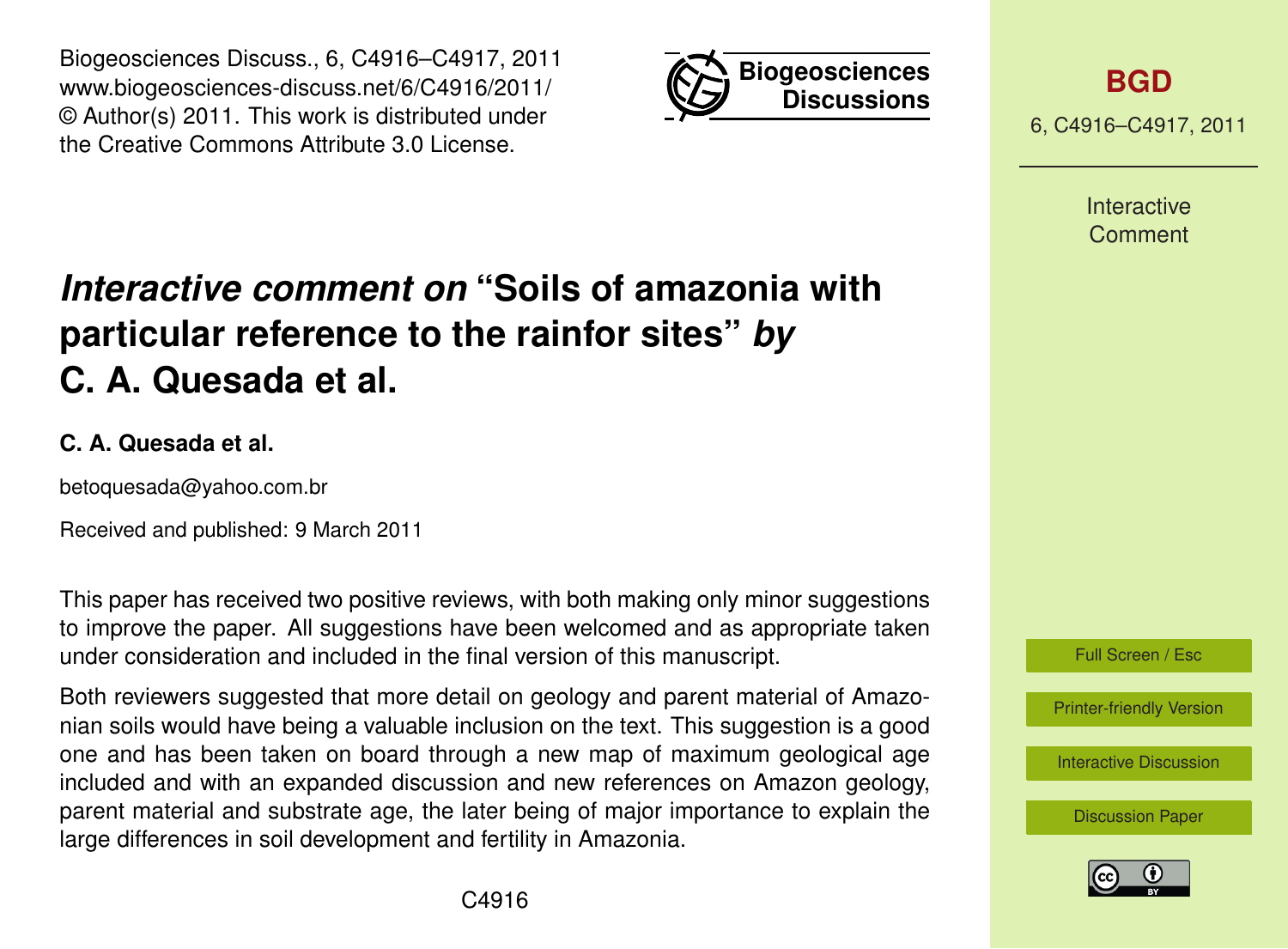# *Interactive comment on* "Soils of amazonia with particular reference to the rainfor sites" *by* C. A. Quesada et al.

**C. A. Quesada et al.**

betoquesada@yahoo.com.br

Received and published: 9 March 2011

This paper has received two positive reviews, with both making only minor suggestions to improve the paper. All suggestions have been welcomed and as appropriate taken under consideration and included in the final version of this manuscript.

Both reviewers suggested that more detail on geology and parent material of Amazonian soils would have being a valuable inclusion on the text. This suggestion is a good one and has been taken on board through a new map of maximum geological age included and with an expanded discussion and new references on Amazon geology, parent material and substrate age, the later being of major importance to explain the large differences in soil development and fertility in Amazonia.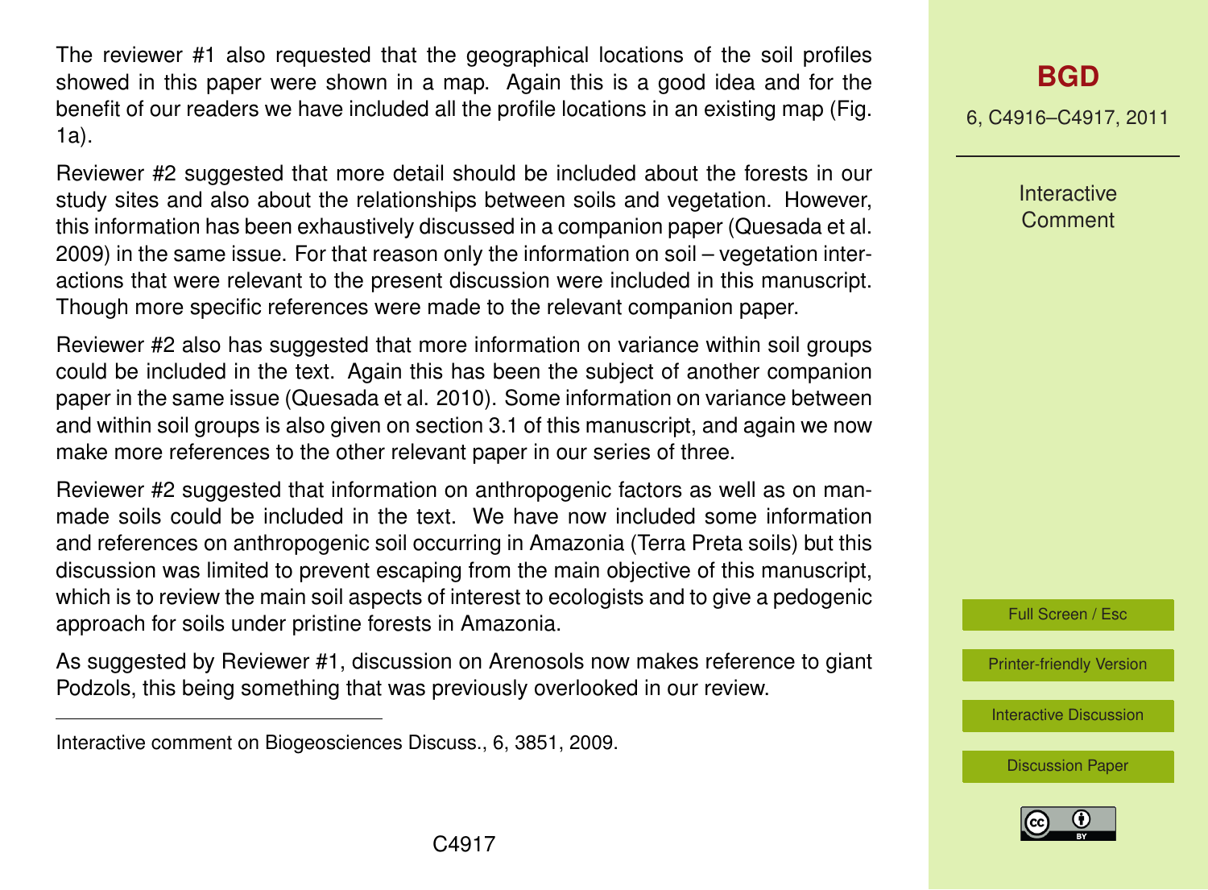The reviewer #1 also requested that the geographical locations of the soil profiles showed in this paper were shown in a map. Again this is a good idea and for the benefit of our readers we have included all the profile locations in an existing map (Fig. 1a).

Reviewer #2 suggested that more detail should be included about the forests in our study sites and also about the relationships between soils and vegetation. However, this information has been exhaustively discussed in a companion paper (Quesada et al. 2009) in the same issue. For that reason only the information on soil – vegetation interactions that were relevant to the present discussion were included in this manuscript. Though more specific references were made to the relevant companion paper.

Reviewer #2 also has suggested that more information on variance within soil groups could be included in the text. Again this has been the subject of another companion paper in the same issue (Quesada et al. 2010). Some information on variance between and within soil groups is also given on section 3.1 of this manuscript, and again we now make more references to the other relevant paper in our series of three.

Reviewer #2 suggested that information on anthropogenic factors as well as on man-made soils could be included in the text. We have now included some information and references on anthropogenic soil occurring in Amazonia (Terra Preta soils) but this discussion was limited to prevent escaping from the main objective of this manuscript, which is to review the main soil aspects of interest to ecologists and to give a pedogenic approach for soils under pristine forests in Amazonia.

As suggested by Reviewer #1, discussion on Arenosols now makes reference to giant Podzols, this being something that was previously overlooked in our review.

---

Interactive comment on Biogeosciences Discuss., 6, 3851, 2009.